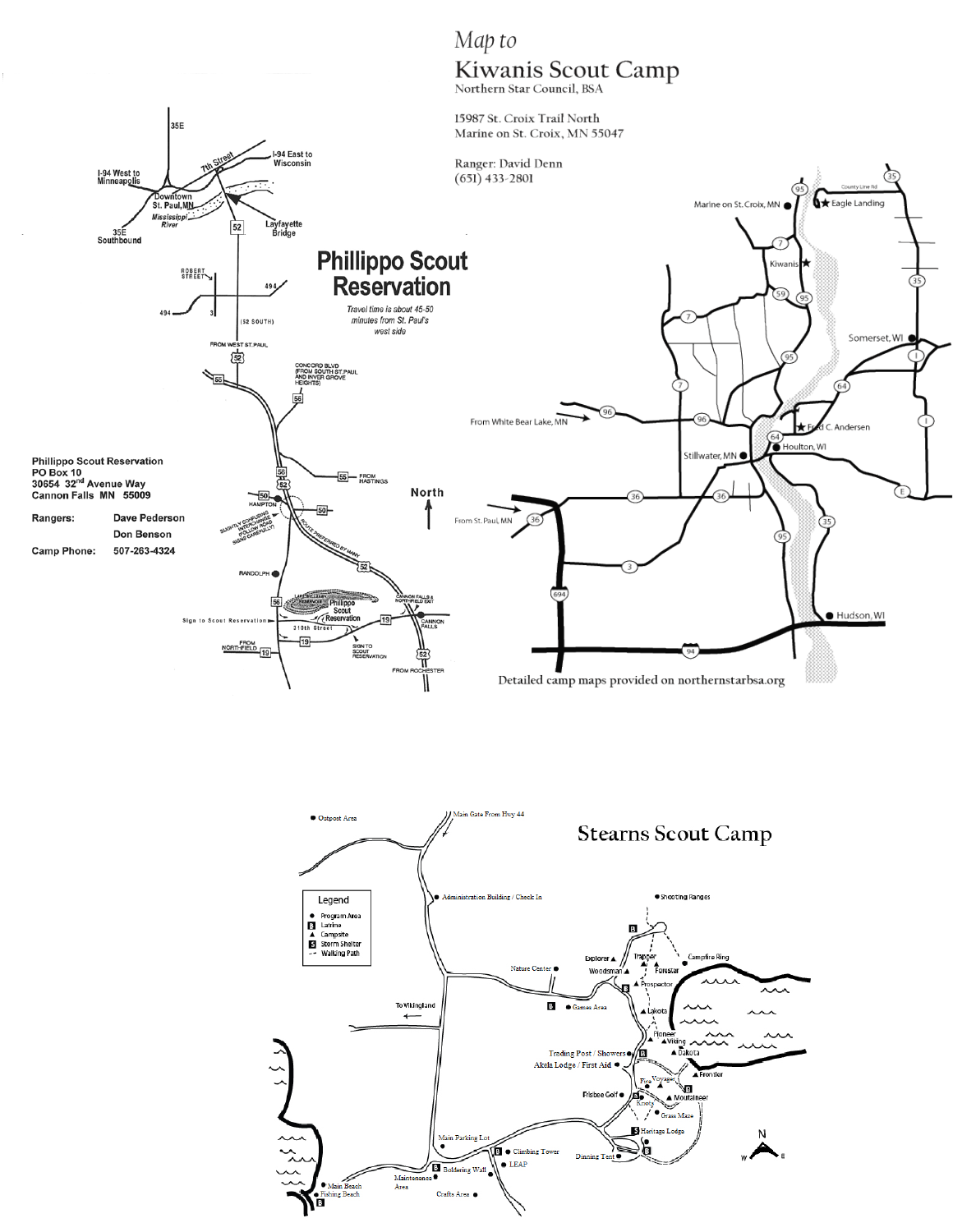# Map to Kiwanis Scout Camp

Northern Star Council, BSA

15987 St. Croix Trail North
Marine on St. Croix, MN 55047

Ranger: David Denn
(651) 433-2801

Marine on St. Croix, MN
Eagle Landing
County Line Rd
Kiwanis
Somerset, WI
From White Bear Lake, MN
Fred C. Andersen
Stillwater, MN
Houlton, WI
From St. Paul, MN
Hudson, WI

Detailed camp maps provided on northernstarbsa.org

# Phillippo Scout Reservation

*Travel time is about 45-50 minutes from St. Paul's west side*

35E
I-94 West to Minneapolis
7th Street
I-94 East to Wisconsin
Downtown St. Paul, MN
Mississippi River
35E Southbound
Layfayette Bridge
ROBERT STREET
494
(52 SOUTH)
FROM WEST ST.PAUL
CONCORD BLVD (FROM SOUTH ST.PAUL AND INVER GROVE HEIGHTS)
FROM HASTINGS
HAMPTON
SLIGHTLY CONFUSING INTERCHANGE (FOLLOW ROAD SIGNS CAREFULLY)
ROUTE PREFERRED BY MANY
RANDOLPH
CANNON FALLS & NORTHFIELD EXIT
CANNON FALLS
Sign to Scout Reservation
210th Street
FROM NORTHFIELD
SIGN TO SCOUT RESERVATION
FROM ROCHESTER

North

Phillippo Scout Reservation
PO Box 10
30654 32nd Avenue Way
Cannon Falls MN 55009

| | |
|---|---|
| Rangers: | Dave Pederson |
| | Don Benson |
| Camp Phone: | 507-263-4324 |

# Stearns Scout Camp

Legend
- Program Area
- Latrine
- Campsite
- Storm Shelter
- Walking Path

Outpost Area
Main Gate From Hwy 44
Administration Building / Check In
Shooting Ranges
Explorer
Trapper
Campfire Ring
Woodsman
Forester
Prospector
Nature Center
To Vikingland
Games Area
Lakota
Pioneer
Viking
Dakota
Trading Post / Showers
Akela Lodge / First Aid
Frontier
Fire
Voyager
Frisbee Golf
Knots
Mountaineer
Grass Maze
Heritage Lodge
Main Parking Lot
Climbing Tower
Dinning Tent
LEAP
Bouldering Wall
Maintenance Area
Main Beach
Fishing Beach
Crafts Area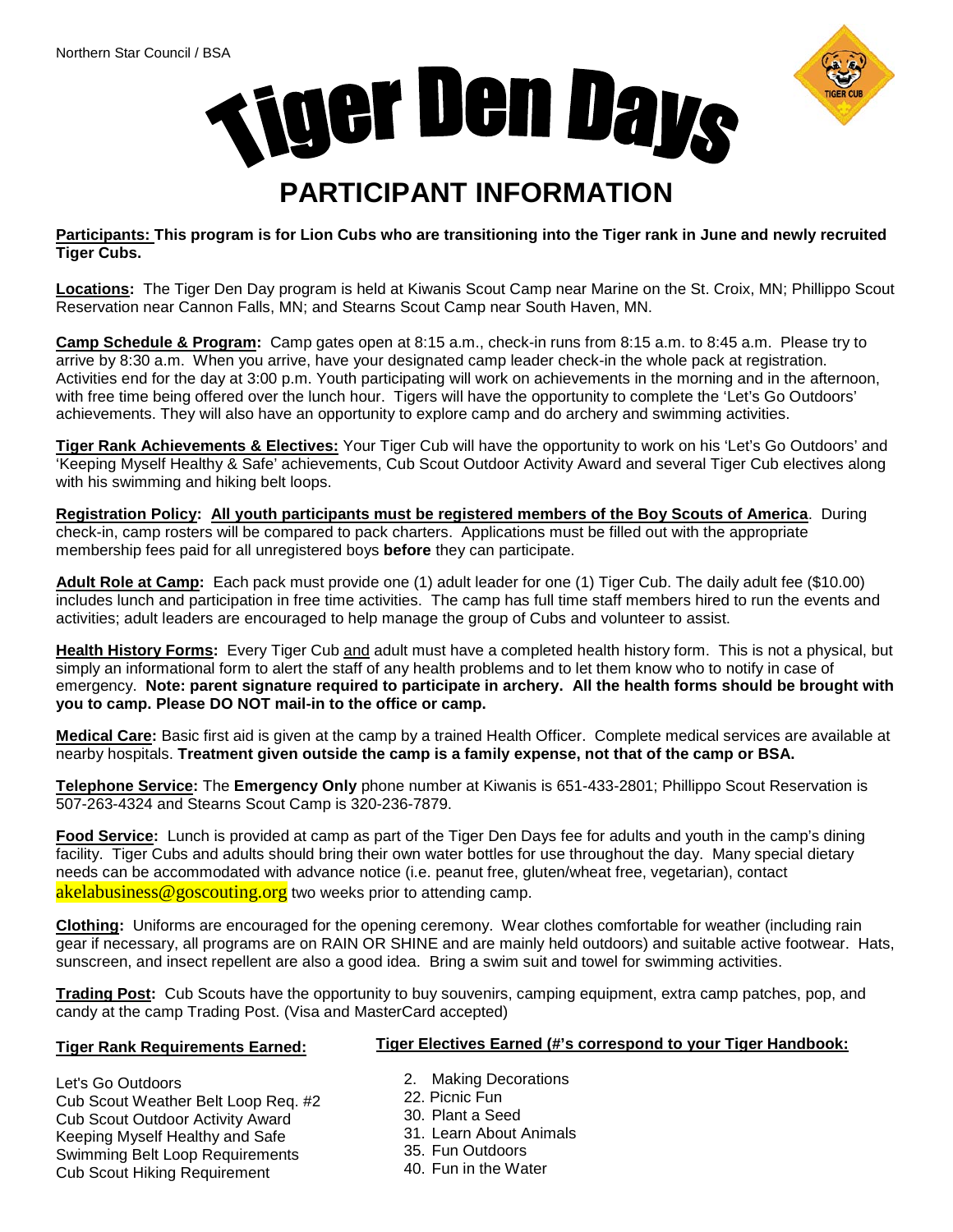Northern Star Council / BSA

# Tiger Den Days

## PARTICIPANT INFORMATION

**Participants: This program is for Lion Cubs who are transitioning into the Tiger rank in June and newly recruited Tiger Cubs.**

**Locations:** The Tiger Den Day program is held at Kiwanis Scout Camp near Marine on the St. Croix, MN; Phillippo Scout Reservation near Cannon Falls, MN; and Stearns Scout Camp near South Haven, MN.

**Camp Schedule & Program:** Camp gates open at 8:15 a.m., check-in runs from 8:15 a.m. to 8:45 a.m. Please try to arrive by 8:30 a.m. When you arrive, have your designated camp leader check-in the whole pack at registration. Activities end for the day at 3:00 p.m. Youth participating will work on achievements in the morning and in the afternoon, with free time being offered over the lunch hour. Tigers will have the opportunity to complete the 'Let's Go Outdoors' achievements. They will also have an opportunity to explore camp and do archery and swimming activities.

**Tiger Rank Achievements & Electives:** Your Tiger Cub will have the opportunity to work on his 'Let's Go Outdoors' and 'Keeping Myself Healthy & Safe' achievements, Cub Scout Outdoor Activity Award and several Tiger Cub electives along with his swimming and hiking belt loops.

**Registration Policy: All youth participants must be registered members of the Boy Scouts of America**. During check-in, camp rosters will be compared to pack charters. Applications must be filled out with the appropriate membership fees paid for all unregistered boys **before** they can participate.

**Adult Role at Camp:** Each pack must provide one (1) adult leader for one (1) Tiger Cub. The daily adult fee ($10.00) includes lunch and participation in free time activities. The camp has full time staff members hired to run the events and activities; adult leaders are encouraged to help manage the group of Cubs and volunteer to assist.

**Health History Forms:** Every Tiger Cub and adult must have a completed health history form. This is not a physical, but simply an informational form to alert the staff of any health problems and to let them know who to notify in case of emergency. **Note: parent signature required to participate in archery. All the health forms should be brought with you to camp. Please DO NOT mail-in to the office or camp.**

**Medical Care:** Basic first aid is given at the camp by a trained Health Officer. Complete medical services are available at nearby hospitals. **Treatment given outside the camp is a family expense, not that of the camp or BSA.**

**Telephone Service:** The **Emergency Only** phone number at Kiwanis is 651-433-2801; Phillippo Scout Reservation is 507-263-4324 and Stearns Scout Camp is 320-236-7879.

**Food Service:** Lunch is provided at camp as part of the Tiger Den Days fee for adults and youth in the camp's dining facility. Tiger Cubs and adults should bring their own water bottles for use throughout the day. Many special dietary needs can be accommodated with advance notice (i.e. peanut free, gluten/wheat free, vegetarian), contact akelabusiness@goscouting.org two weeks prior to attending camp.

**Clothing:** Uniforms are encouraged for the opening ceremony. Wear clothes comfortable for weather (including rain gear if necessary, all programs are on RAIN OR SHINE and are mainly held outdoors) and suitable active footwear. Hats, sunscreen, and insect repellent are also a good idea. Bring a swim suit and towel for swimming activities.

**Trading Post:** Cub Scouts have the opportunity to buy souvenirs, camping equipment, extra camp patches, pop, and candy at the camp Trading Post. (Visa and MasterCard accepted)

**Tiger Rank Requirements Earned:**

Let's Go Outdoors
Cub Scout Weather Belt Loop Req. #2
Cub Scout Outdoor Activity Award
Keeping Myself Healthy and Safe
Swimming Belt Loop Requirements
Cub Scout Hiking Requirement

**Tiger Electives Earned (#'s correspond to your Tiger Handbook:**

2. Making Decorations
22. Picnic Fun
30. Plant a Seed
31. Learn About Animals
35. Fun Outdoors
40. Fun in the Water